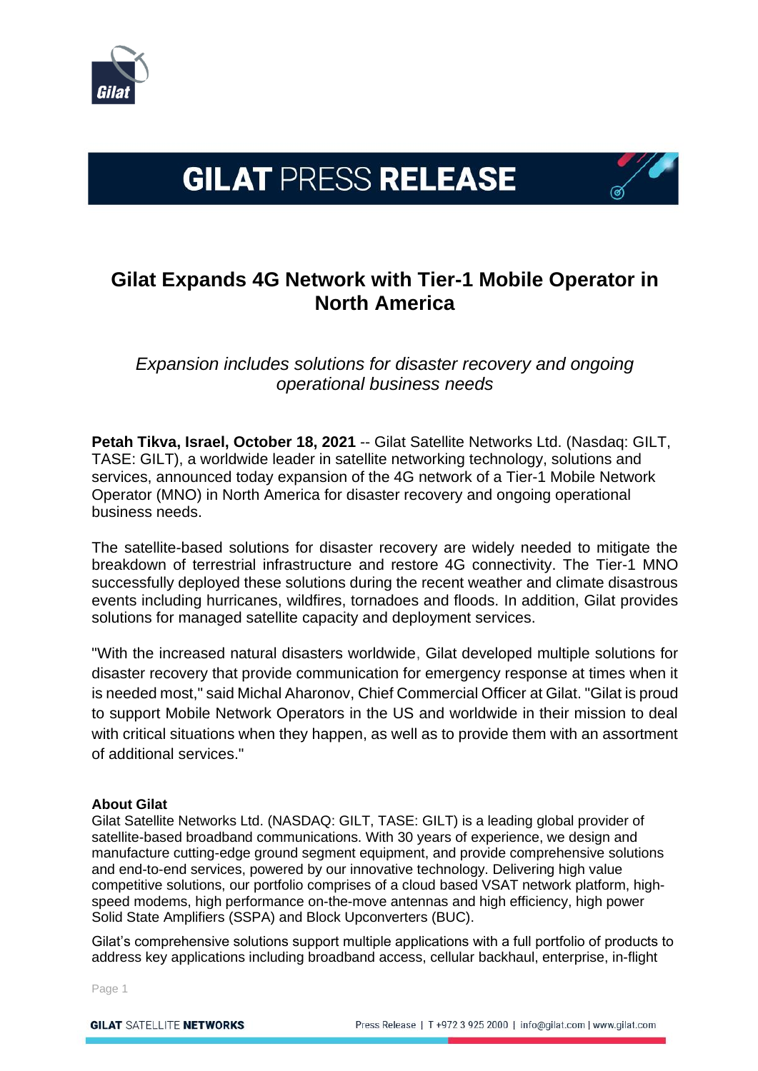# GILAT PRESS RELEASE

## Gilat Expands 4G Network with Tier-1 Mobile Operator in North America

*Expansion includes solutions for disaster recovery and ongoing operational business needs*

**Petah Tikva, Israel, October 18, 2021** -- Gilat Satellite Networks Ltd. (Nasdaq: GILT, TASE: GILT), a worldwide leader in satellite networking technology, solutions and services, announced today expansion of the 4G network of a Tier-1 Mobile Network Operator (MNO) in North America for disaster recovery and ongoing operational business needs.

The satellite-based solutions for disaster recovery are widely needed to mitigate the breakdown of terrestrial infrastructure and restore 4G connectivity. The Tier-1 MNO successfully deployed these solutions during the recent weather and climate disastrous events including hurricanes, wildfires, tornadoes and floods. In addition, Gilat provides solutions for managed satellite capacity and deployment services.

"With the increased natural disasters worldwide, Gilat developed multiple solutions for disaster recovery that provide communication for emergency response at times when it is needed most," said Michal Aharonov, Chief Commercial Officer at Gilat. "Gilat is proud to support Mobile Network Operators in the US and worldwide in their mission to deal with critical situations when they happen, as well as to provide them with an assortment of additional services."

**About Gilat**

Gilat Satellite Networks Ltd. (NASDAQ: GILT, TASE: GILT) is a leading global provider of satellite-based broadband communications. With 30 years of experience, we design and manufacture cutting-edge ground segment equipment, and provide comprehensive solutions and end-to-end services, powered by our innovative technology. Delivering high value competitive solutions, our portfolio comprises of a cloud based VSAT network platform, high-speed modems, high performance on-the-move antennas and high efficiency, high power Solid State Amplifiers (SSPA) and Block Upconverters (BUC).

Gilat's comprehensive solutions support multiple applications with a full portfolio of products to address key applications including broadband access, cellular backhaul, enterprise, in-flight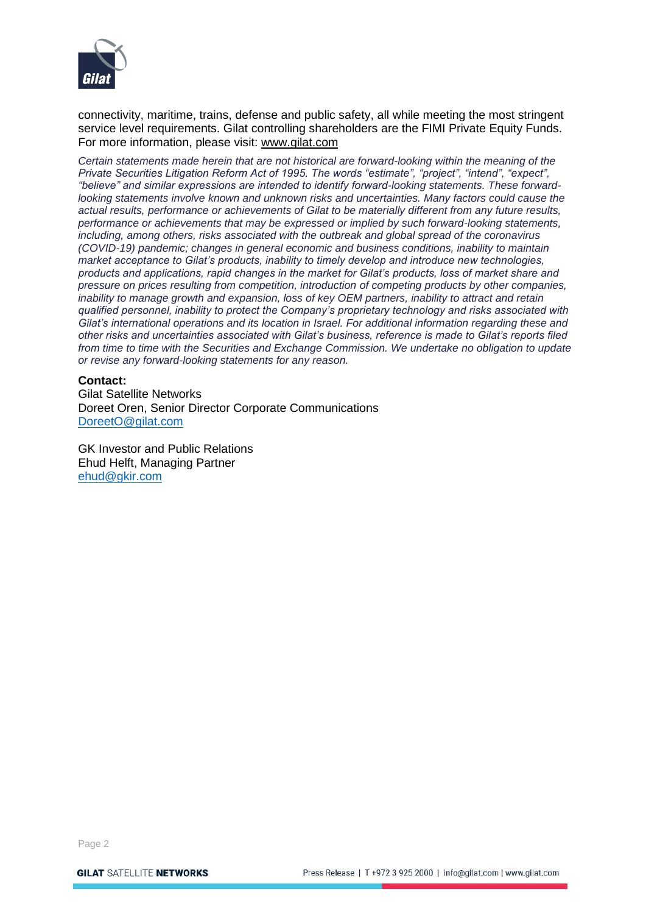connectivity, maritime, trains, defense and public safety, all while meeting the most stringent service level requirements. Gilat controlling shareholders are the FIMI Private Equity Funds. For more information, please visit: www.gilat.com

*Certain statements made herein that are not historical are forward-looking within the meaning of the Private Securities Litigation Reform Act of 1995. The words "estimate", "project", "intend", "expect", "believe" and similar expressions are intended to identify forward-looking statements. These forward-looking statements involve known and unknown risks and uncertainties. Many factors could cause the actual results, performance or achievements of Gilat to be materially different from any future results, performance or achievements that may be expressed or implied by such forward-looking statements, including, among others, risks associated with the outbreak and global spread of the coronavirus (COVID-19) pandemic; changes in general economic and business conditions, inability to maintain market acceptance to Gilat's products, inability to timely develop and introduce new technologies, products and applications, rapid changes in the market for Gilat's products, loss of market share and pressure on prices resulting from competition, introduction of competing products by other companies, inability to manage growth and expansion, loss of key OEM partners, inability to attract and retain qualified personnel, inability to protect the Company's proprietary technology and risks associated with Gilat's international operations and its location in Israel. For additional information regarding these and other risks and uncertainties associated with Gilat's business, reference is made to Gilat's reports filed from time to time with the Securities and Exchange Commission. We undertake no obligation to update or revise any forward-looking statements for any reason.*

**Contact:**
Gilat Satellite Networks
Doreet Oren, Senior Director Corporate Communications
DoreetO@gilat.com

GK Investor and Public Relations
Ehud Helft, Managing Partner
ehud@gkir.com